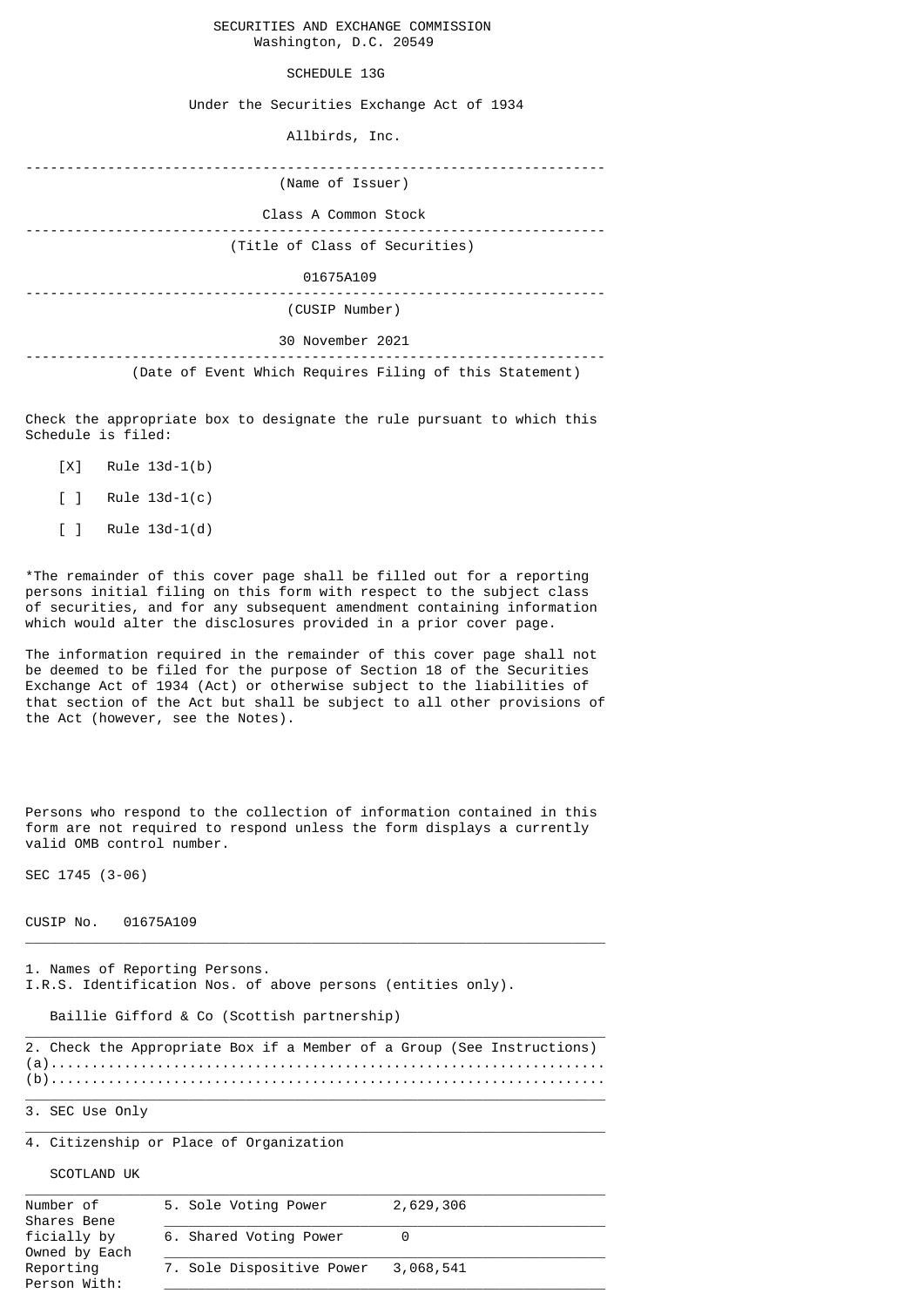SECURITIES AND EXCHANGE COMMISSION
Washington, D.C. 20549

SCHEDULE 13G

Under the Securities Exchange Act of 1934

Allbirds, Inc.

---

(Name of Issuer)

Class A Common Stock

---

(Title of Class of Securities)

01675A109

---

(CUSIP Number)

30 November 2021

---

(Date of Event Which Requires Filing of this Statement)

Check the appropriate box to designate the rule pursuant to which this Schedule is filed:

[X] Rule 13d-1(b)

[ ] Rule 13d-1(c)

[ ] Rule 13d-1(d)

*The remainder of this cover page shall be filled out for a reporting persons initial filing on this form with respect to the subject class of securities, and for any subsequent amendment containing information which would alter the disclosures provided in a prior cover page.

The information required in the remainder of this cover page shall not be deemed to be filed for the purpose of Section 18 of the Securities Exchange Act of 1934 (Act) or otherwise subject to the liabilities of that section of the Act but shall be subject to all other provisions of the Act (however, see the Notes).

Persons who respond to the collection of information contained in this form are not required to respond unless the form displays a currently valid OMB control number.

SEC 1745 (3-06)

CUSIP No. 01675A109

---

1. Names of Reporting Persons.
I.R.S. Identification Nos. of above persons (entities only).

Baillie Gifford & Co (Scottish partnership)

---

2. Check the Appropriate Box if a Member of a Group (See Instructions)
(a)..................................................................
(b)..................................................................

---

3. SEC Use Only

---

4. Citizenship or Place of Organization

SCOTLAND UK

---

| Number of Shares Beneficially by Owned by Each Reporting Person With: | | |
|---|---|---|
| | 5. Sole Voting Power | 2,629,306 |
| | 6. Shared Voting Power | 0 |
| | 7. Sole Dispositive Power | 3,068,541 |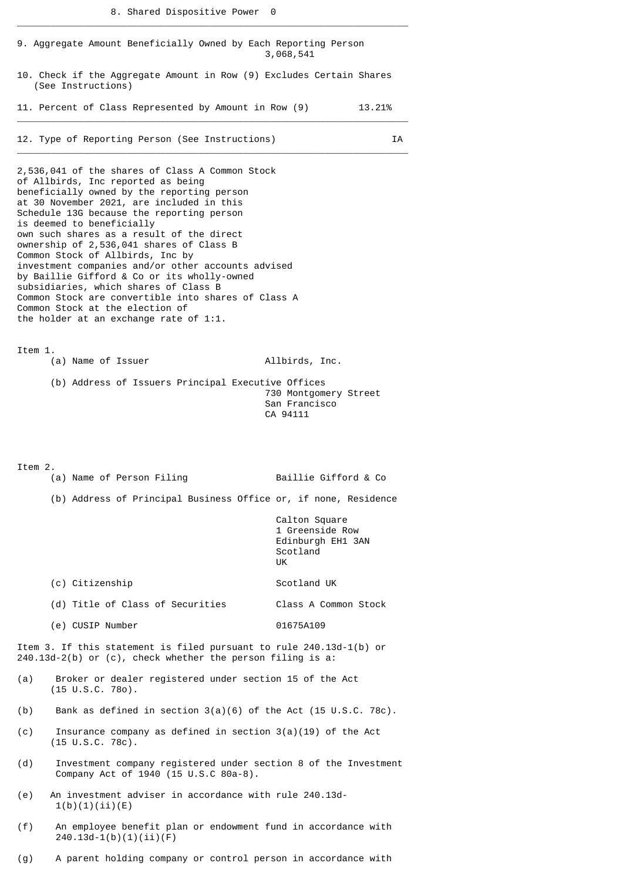8. Shared Dispositive Power 0

---

9. Aggregate Amount Beneficially Owned by Each Reporting Person 3,068,541

10. Check if the Aggregate Amount in Row (9) Excludes Certain Shares (See Instructions)

11. Percent of Class Represented by Amount in Row (9) 13.21%

---

12. Type of Reporting Person (See Instructions) IA

---

2,536,041 of the shares of Class A Common Stock of Allbirds, Inc reported as being beneficially owned by the reporting person at 30 November 2021, are included in this Schedule 13G because the reporting person is deemed to beneficially own such shares as a result of the direct ownership of 2,536,041 shares of Class B Common Stock of Allbirds, Inc by investment companies and/or other accounts advised by Baillie Gifford & Co or its wholly-owned subsidiaries, which shares of Class B Common Stock are convertible into shares of Class A Common Stock at the election of the holder at an exchange rate of 1:1.

Item 1.

(a) Name of Issuer Allbirds, Inc.

(b) Address of Issuers Principal Executive Offices
730 Montgomery Street
San Francisco
CA 94111

Item 2.

(a) Name of Person Filing Baillie Gifford & Co

(b) Address of Principal Business Office or, if none, Residence
Calton Square
1 Greenside Row
Edinburgh EH1 3AN
Scotland
UK

(c) Citizenship Scotland UK

(d) Title of Class of Securities Class A Common Stock

(e) CUSIP Number 01675A109

Item 3. If this statement is filed pursuant to rule 240.13d-1(b) or 240.13d-2(b) or (c), check whether the person filing is a:

(a) Broker or dealer registered under section 15 of the Act (15 U.S.C. 78o).

(b) Bank as defined in section 3(a)(6) of the Act (15 U.S.C. 78c).

(c) Insurance company as defined in section 3(a)(19) of the Act (15 U.S.C. 78c).

(d) Investment company registered under section 8 of the Investment Company Act of 1940 (15 U.S.C 80a-8).

(e) An investment adviser in accordance with rule 240.13d-1(b)(1)(ii)(E)

(f) An employee benefit plan or endowment fund in accordance with 240.13d-1(b)(1)(ii)(F)

(g) A parent holding company or control person in accordance with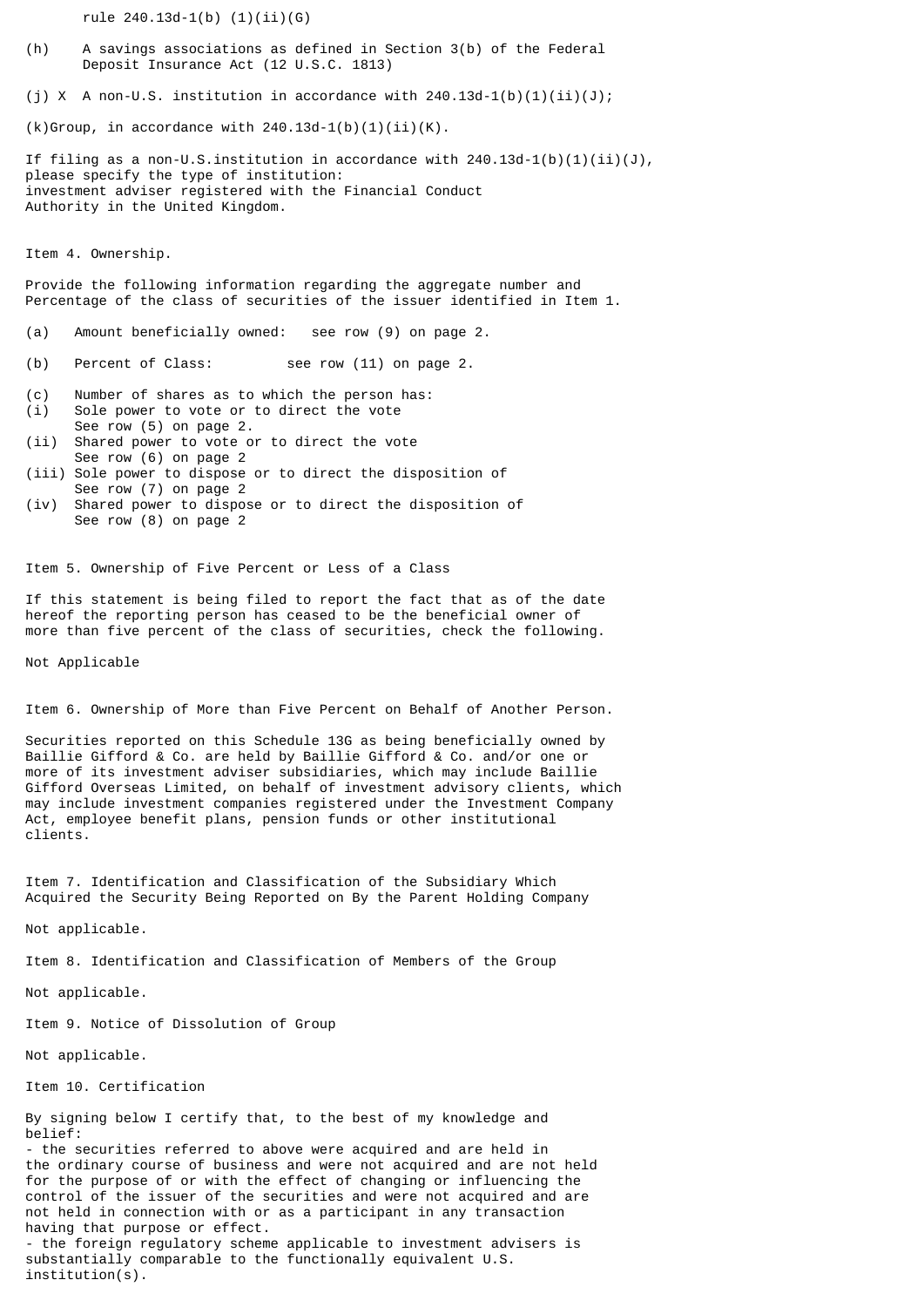rule 240.13d-1(b) (1)(ii)(G)

(h) A savings associations as defined in Section 3(b) of the Federal Deposit Insurance Act (12 U.S.C. 1813)

(j) X A non-U.S. institution in accordance with 240.13d-1(b)(1)(ii)(J);

(k)Group, in accordance with 240.13d-1(b)(1)(ii)(K).

If filing as a non-U.S.institution in accordance with 240.13d-1(b)(1)(ii)(J), please specify the type of institution:
investment adviser registered with the Financial Conduct Authority in the United Kingdom.

Item 4. Ownership.

Provide the following information regarding the aggregate number and Percentage of the class of securities of the issuer identified in Item 1.

(a) Amount beneficially owned: see row (9) on page 2.

(b) Percent of Class: see row (11) on page 2.

(c) Number of shares as to which the person has:
(i) Sole power to vote or to direct the vote
See row (5) on page 2.
(ii) Shared power to vote or to direct the vote
See row (6) on page 2
(iii) Sole power to dispose or to direct the disposition of
See row (7) on page 2
(iv) Shared power to dispose or to direct the disposition of
See row (8) on page 2

Item 5. Ownership of Five Percent or Less of a Class

If this statement is being filed to report the fact that as of the date hereof the reporting person has ceased to be the beneficial owner of more than five percent of the class of securities, check the following.

Not Applicable

Item 6. Ownership of More than Five Percent on Behalf of Another Person.

Securities reported on this Schedule 13G as being beneficially owned by Baillie Gifford & Co. are held by Baillie Gifford & Co. and/or one or more of its investment adviser subsidiaries, which may include Baillie Gifford Overseas Limited, on behalf of investment advisory clients, which may include investment companies registered under the Investment Company Act, employee benefit plans, pension funds or other institutional clients.

Item 7. Identification and Classification of the Subsidiary Which Acquired the Security Being Reported on By the Parent Holding Company

Not applicable.

Item 8. Identification and Classification of Members of the Group

Not applicable.

Item 9. Notice of Dissolution of Group

Not applicable.

Item 10. Certification

By signing below I certify that, to the best of my knowledge and belief:
- the securities referred to above were acquired and are held in the ordinary course of business and were not acquired and are not held for the purpose of or with the effect of changing or influencing the control of the issuer of the securities and were not acquired and are not held in connection with or as a participant in any transaction having that purpose or effect.
- the foreign regulatory scheme applicable to investment advisers is substantially comparable to the functionally equivalent U.S. institution(s).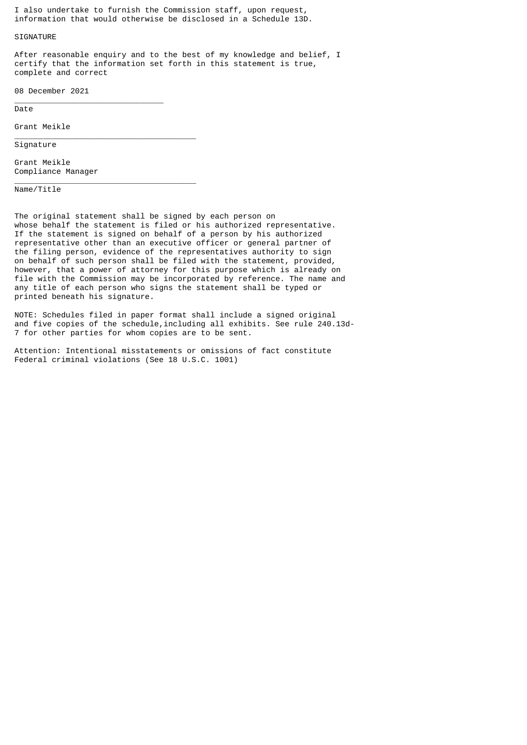I also undertake to furnish the Commission staff, upon request, information that would otherwise be disclosed in a Schedule 13D.

SIGNATURE

After reasonable enquiry and to the best of my knowledge and belief, I certify that the information set forth in this statement is true, complete and correct

08 December 2021

________________________________

Date

Grant Meikle

________________________________________

Signature

Grant Meikle
Compliance Manager

________________________________________

Name/Title

The original statement shall be signed by each person on whose behalf the statement is filed or his authorized representative. If the statement is signed on behalf of a person by his authorized representative other than an executive officer or general partner of the filing person, evidence of the representatives authority to sign on behalf of such person shall be filed with the statement, provided, however, that a power of attorney for this purpose which is already on file with the Commission may be incorporated by reference. The name and any title of each person who signs the statement shall be typed or printed beneath his signature.

NOTE: Schedules filed in paper format shall include a signed original and five copies of the schedule,including all exhibits. See rule 240.13d-7 for other parties for whom copies are to be sent.

Attention: Intentional misstatements or omissions of fact constitute Federal criminal violations (See 18 U.S.C. 1001)